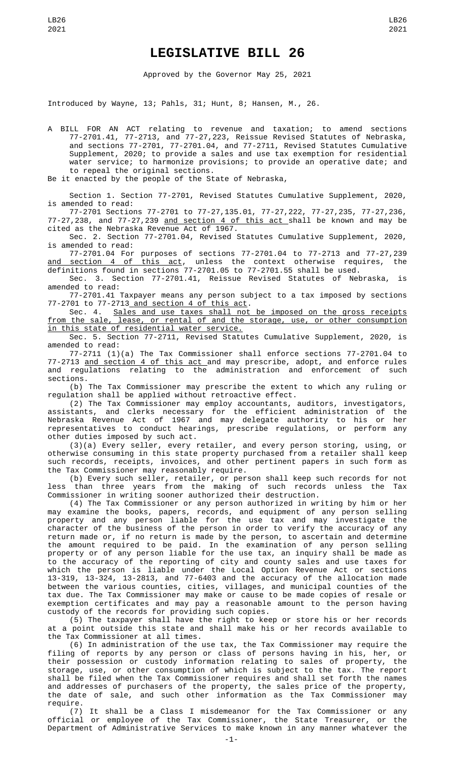# LEGISLATIVE BILL 26

Approved by the Governor May 25, 2021

Introduced by Wayne, 13; Pahls, 31; Hunt, 8; Hansen, M., 26.

A BILL FOR AN ACT relating to revenue and taxation; to amend sections 77-2701.41, 77-2713, and 77-27,223, Reissue Revised Statutes of Nebraska, and sections 77-2701, 77-2701.04, and 77-2711, Revised Statutes Cumulative Supplement, 2020; to provide a sales and use tax exemption for residential water service; to harmonize provisions; to provide an operative date; and to repeal the original sections.

Be it enacted by the people of the State of Nebraska,

Section 1. Section 77-2701, Revised Statutes Cumulative Supplement, 2020, is amended to read:

77-2701 Sections 77-2701 to 77-27,135.01, 77-27,222, 77-27,235, 77-27,236, 77-27,238, and 77-27,239 and section 4 of this act shall be known and may be cited as the Nebraska Revenue Act of 1967.

Sec. 2. Section 77-2701.04, Revised Statutes Cumulative Supplement, 2020, is amended to read:

77-2701.04 For purposes of sections 77-2701.04 to 77-2713 and 77-27,239 and section 4 of this act, unless the context otherwise requires, the definitions found in sections 77-2701.05 to 77-2701.55 shall be used.

Sec. 3. Section 77-2701.41, Reissue Revised Statutes of Nebraska, is amended to read:

77-2701.41 Taxpayer means any person subject to a tax imposed by sections 77-2701 to 77-2713 and section 4 of this act.

Sec. 4. Sales and use taxes shall not be imposed on the gross receipts from the sale, lease, or rental of and the storage, use, or other consumption in this state of residential water service.

Sec. 5. Section 77-2711, Revised Statutes Cumulative Supplement, 2020, is amended to read:

77-2711 (1)(a) The Tax Commissioner shall enforce sections 77-2701.04 to 77-2713 and section 4 of this act and may prescribe, adopt, and enforce rules and regulations relating to the administration and enforcement of such sections.

(b) The Tax Commissioner may prescribe the extent to which any ruling or regulation shall be applied without retroactive effect.

(2) The Tax Commissioner may employ accountants, auditors, investigators, assistants, and clerks necessary for the efficient administration of the Nebraska Revenue Act of 1967 and may delegate authority to his or her representatives to conduct hearings, prescribe regulations, or perform any other duties imposed by such act.

(3)(a) Every seller, every retailer, and every person storing, using, or otherwise consuming in this state property purchased from a retailer shall keep such records, receipts, invoices, and other pertinent papers in such form as the Tax Commissioner may reasonably require.

(b) Every such seller, retailer, or person shall keep such records for not less than three years from the making of such records unless the Tax Commissioner in writing sooner authorized their destruction.

(4) The Tax Commissioner or any person authorized in writing by him or her may examine the books, papers, records, and equipment of any person selling property and any person liable for the use tax and may investigate the character of the business of the person in order to verify the accuracy of any return made or, if no return is made by the person, to ascertain and determine the amount required to be paid. In the examination of any person selling property or of any person liable for the use tax, an inquiry shall be made as to the accuracy of the reporting of city and county sales and use taxes for which the person is liable under the Local Option Revenue Act or sections 13-319, 13-324, 13-2813, and 77-6403 and the accuracy of the allocation made between the various counties, cities, villages, and municipal counties of the tax due. The Tax Commissioner may make or cause to be made copies of resale or exemption certificates and may pay a reasonable amount to the person having custody of the records for providing such copies.

(5) The taxpayer shall have the right to keep or store his or her records at a point outside this state and shall make his or her records available to the Tax Commissioner at all times.

(6) In administration of the use tax, the Tax Commissioner may require the filing of reports by any person or class of persons having in his, her, or their possession or custody information relating to sales of property, the storage, use, or other consumption of which is subject to the tax. The report shall be filed when the Tax Commissioner requires and shall set forth the names and addresses of purchasers of the property, the sales price of the property, the date of sale, and such other information as the Tax Commissioner may require.

(7) It shall be a Class I misdemeanor for the Tax Commissioner or any official or employee of the Tax Commissioner, the State Treasurer, or the Department of Administrative Services to make known in any manner whatever the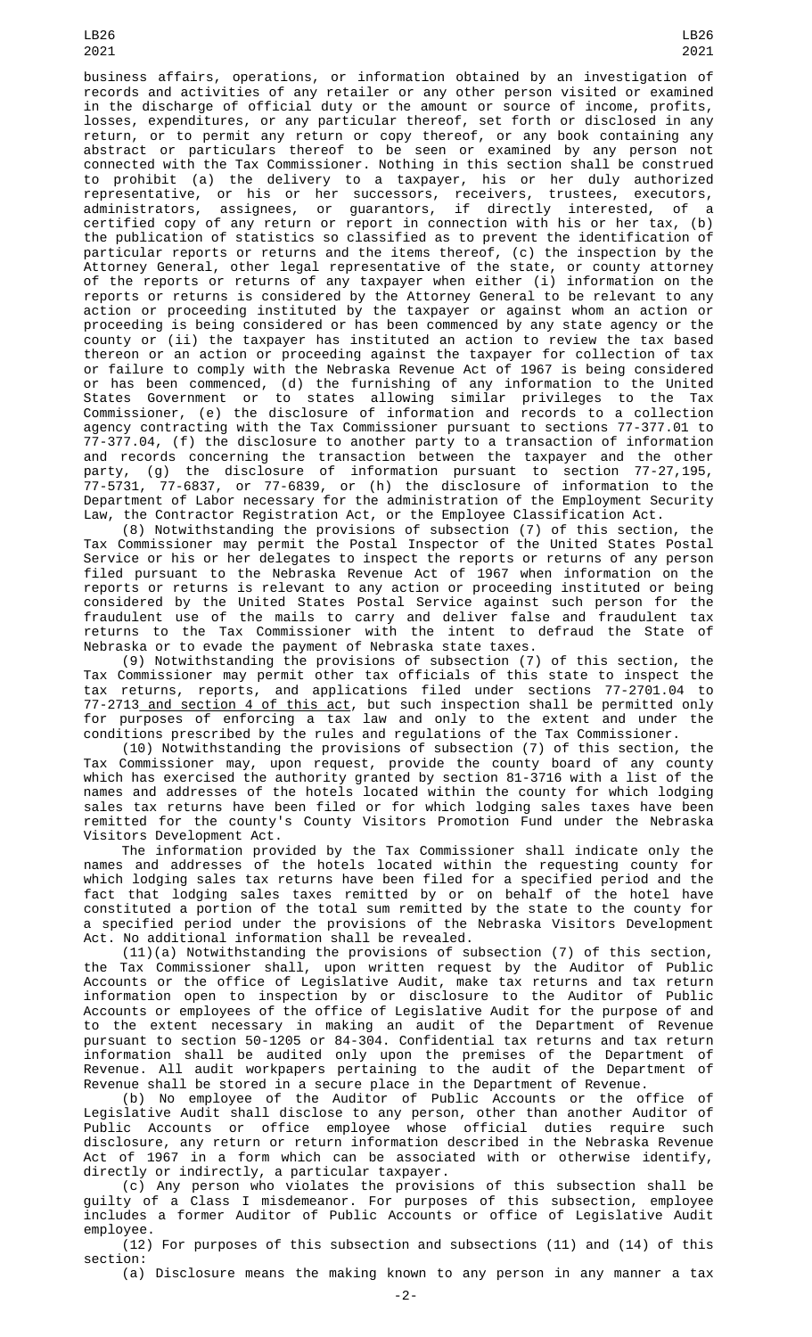business affairs, operations, or information obtained by an investigation of records and activities of any retailer or any other person visited or examined in the discharge of official duty or the amount or source of income, profits, losses, expenditures, or any particular thereof, set forth or disclosed in any return, or to permit any return or copy thereof, or any book containing any abstract or particulars thereof to be seen or examined by any person not connected with the Tax Commissioner. Nothing in this section shall be construed to prohibit (a) the delivery to a taxpayer, his or her duly authorized representative, or his or her successors, receivers, trustees, executors, administrators, assignees, or guarantors, if directly interested, of a certified copy of any return or report in connection with his or her tax, (b) the publication of statistics so classified as to prevent the identification of particular reports or returns and the items thereof, (c) the inspection by the Attorney General, other legal representative of the state, or county attorney of the reports or returns of any taxpayer when either (i) information on the reports or returns is considered by the Attorney General to be relevant to any action or proceeding instituted by the taxpayer or against whom an action or proceeding is being considered or has been commenced by any state agency or the county or (ii) the taxpayer has instituted an action to review the tax based thereon or an action or proceeding against the taxpayer for collection of tax or failure to comply with the Nebraska Revenue Act of 1967 is being considered or has been commenced, (d) the furnishing of any information to the United States Government or to states allowing similar privileges to the Tax Commissioner, (e) the disclosure of information and records to a collection agency contracting with the Tax Commissioner pursuant to sections 77-377.01 to 77-377.04, (f) the disclosure to another party to a transaction of information and records concerning the transaction between the taxpayer and the other party, (g) the disclosure of information pursuant to section 77-27,195, 77-5731, 77-6837, or 77-6839, or (h) the disclosure of information to the Department of Labor necessary for the administration of the Employment Security Law, the Contractor Registration Act, or the Employee Classification Act.

(8) Notwithstanding the provisions of subsection (7) of this section, the Tax Commissioner may permit the Postal Inspector of the United States Postal Service or his or her delegates to inspect the reports or returns of any person filed pursuant to the Nebraska Revenue Act of 1967 when information on the reports or returns is relevant to any action or proceeding instituted or being considered by the United States Postal Service against such person for the fraudulent use of the mails to carry and deliver false and fraudulent tax returns to the Tax Commissioner with the intent to defraud the State of Nebraska or to evade the payment of Nebraska state taxes.

(9) Notwithstanding the provisions of subsection (7) of this section, the Tax Commissioner may permit other tax officials of this state to inspect the tax returns, reports, and applications filed under sections 77-2701.04 to 77-2713 and section 4 of this act, but such inspection shall be permitted only for purposes of enforcing a tax law and only to the extent and under the conditions prescribed by the rules and regulations of the Tax Commissioner.

(10) Notwithstanding the provisions of subsection (7) of this section, the Tax Commissioner may, upon request, provide the county board of any county which has exercised the authority granted by section 81-3716 with a list of the names and addresses of the hotels located within the county for which lodging sales tax returns have been filed or for which lodging sales taxes have been remitted for the county's County Visitors Promotion Fund under the Nebraska Visitors Development Act.

The information provided by the Tax Commissioner shall indicate only the names and addresses of the hotels located within the requesting county for which lodging sales tax returns have been filed for a specified period and the fact that lodging sales taxes remitted by or on behalf of the hotel have constituted a portion of the total sum remitted by the state to the county for a specified period under the provisions of the Nebraska Visitors Development Act. No additional information shall be revealed.

(11)(a) Notwithstanding the provisions of subsection (7) of this section, the Tax Commissioner shall, upon written request by the Auditor of Public Accounts or the office of Legislative Audit, make tax returns and tax return information open to inspection by or disclosure to the Auditor of Public Accounts or employees of the office of Legislative Audit for the purpose of and to the extent necessary in making an audit of the Department of Revenue pursuant to section 50-1205 or 84-304. Confidential tax returns and tax return information shall be audited only upon the premises of the Department of Revenue. All audit workpapers pertaining to the audit of the Department of Revenue shall be stored in a secure place in the Department of Revenue.

(b) No employee of the Auditor of Public Accounts or the office of Legislative Audit shall disclose to any person, other than another Auditor of Public Accounts or office employee whose official duties require such disclosure, any return or return information described in the Nebraska Revenue Act of 1967 in a form which can be associated with or otherwise identify, directly or indirectly, a particular taxpayer.

(c) Any person who violates the provisions of this subsection shall be guilty of a Class I misdemeanor. For purposes of this subsection, employee includes a former Auditor of Public Accounts or office of Legislative Audit employee.

(12) For purposes of this subsection and subsections (11) and (14) of this section:

(a) Disclosure means the making known to any person in any manner a tax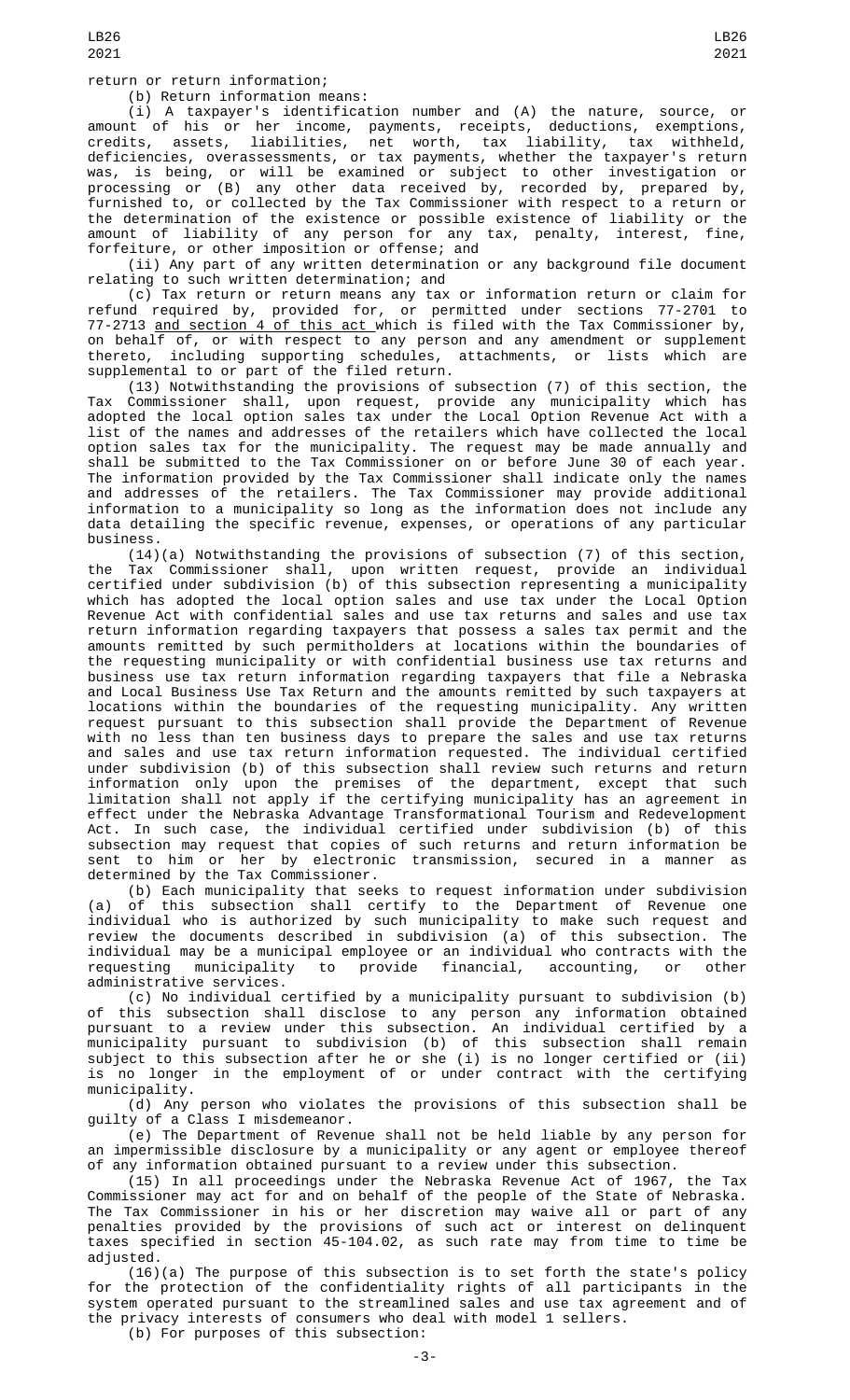return or return information;

(b) Return information means:

(i) A taxpayer's identification number and (A) the nature, source, or amount of his or her income, payments, receipts, deductions, exemptions, credits, assets, liabilities, net worth, tax liability, tax withheld, deficiencies, overassessments, or tax payments, whether the taxpayer's return was, is being, or will be examined or subject to other investigation or processing or (B) any other data received by, recorded by, prepared by, furnished to, or collected by the Tax Commissioner with respect to a return or the determination of the existence or possible existence of liability or the amount of liability of any person for any tax, penalty, interest, fine, forfeiture, or other imposition or offense; and

(ii) Any part of any written determination or any background file document relating to such written determination; and

(c) Tax return or return means any tax or information return or claim for refund required by, provided for, or permitted under sections 77-2701 to 77-2713 and section 4 of this act which is filed with the Tax Commissioner by, on behalf of, or with respect to any person and any amendment or supplement thereto, including supporting schedules, attachments, or lists which are supplemental to or part of the filed return.

(13) Notwithstanding the provisions of subsection (7) of this section, the Tax Commissioner shall, upon request, provide any municipality which has adopted the local option sales tax under the Local Option Revenue Act with a list of the names and addresses of the retailers which have collected the local option sales tax for the municipality. The request may be made annually and shall be submitted to the Tax Commissioner on or before June 30 of each year. The information provided by the Tax Commissioner shall indicate only the names and addresses of the retailers. The Tax Commissioner may provide additional information to a municipality so long as the information does not include any data detailing the specific revenue, expenses, or operations of any particular business.

(14)(a) Notwithstanding the provisions of subsection (7) of this section, the Tax Commissioner shall, upon written request, provide an individual certified under subdivision (b) of this subsection representing a municipality which has adopted the local option sales and use tax under the Local Option Revenue Act with confidential sales and use tax returns and sales and use tax return information regarding taxpayers that possess a sales tax permit and the amounts remitted by such permitholders at locations within the boundaries of the requesting municipality or with confidential business use tax returns and business use tax return information regarding taxpayers that file a Nebraska and Local Business Use Tax Return and the amounts remitted by such taxpayers at locations within the boundaries of the requesting municipality. Any written request pursuant to this subsection shall provide the Department of Revenue with no less than ten business days to prepare the sales and use tax returns and sales and use tax return information requested. The individual certified under subdivision (b) of this subsection shall review such returns and return information only upon the premises of the department, except that such limitation shall not apply if the certifying municipality has an agreement in effect under the Nebraska Advantage Transformational Tourism and Redevelopment Act. In such case, the individual certified under subdivision (b) of this subsection may request that copies of such returns and return information be sent to him or her by electronic transmission, secured in a manner as determined by the Tax Commissioner.

(b) Each municipality that seeks to request information under subdivision (a) of this subsection shall certify to the Department of Revenue one individual who is authorized by such municipality to make such request and review the documents described in subdivision (a) of this subsection. The individual may be a municipal employee or an individual who contracts with the requesting municipality to provide financial, accounting, or other administrative services.

(c) No individual certified by a municipality pursuant to subdivision (b) of this subsection shall disclose to any person any information obtained pursuant to a review under this subsection. An individual certified by a municipality pursuant to subdivision (b) of this subsection shall remain subject to this subsection after he or she (i) is no longer certified or (ii) is no longer in the employment of or under contract with the certifying municipality.

(d) Any person who violates the provisions of this subsection shall be guilty of a Class I misdemeanor.

(e) The Department of Revenue shall not be held liable by any person for an impermissible disclosure by a municipality or any agent or employee thereof of any information obtained pursuant to a review under this subsection.

(15) In all proceedings under the Nebraska Revenue Act of 1967, the Tax Commissioner may act for and on behalf of the people of the State of Nebraska. The Tax Commissioner in his or her discretion may waive all or part of any penalties provided by the provisions of such act or interest on delinquent taxes specified in section 45-104.02, as such rate may from time to time be adjusted.

(16)(a) The purpose of this subsection is to set forth the state's policy for the protection of the confidentiality rights of all participants in the system operated pursuant to the streamlined sales and use tax agreement and of the privacy interests of consumers who deal with model 1 sellers.

(b) For purposes of this subsection: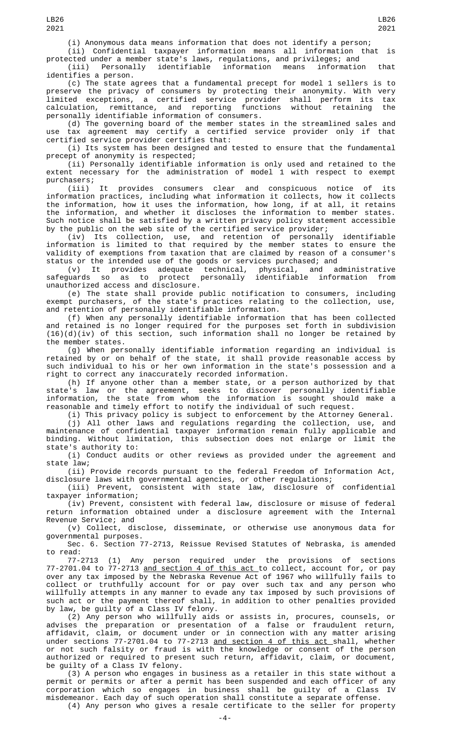(i) Anonymous data means information that does not identify a person;

(ii) Confidential taxpayer information means all information that is protected under a member state's laws, regulations, and privileges; and

(iii) Personally identifiable information means information that identifies a person.

(c) The state agrees that a fundamental precept for model 1 sellers is to preserve the privacy of consumers by protecting their anonymity. With very limited exceptions, a certified service provider shall perform its tax calculation, remittance, and reporting functions without retaining the personally identifiable information of consumers.

(d) The governing board of the member states in the streamlined sales and use tax agreement may certify a certified service provider only if that certified service provider certifies that:

(i) Its system has been designed and tested to ensure that the fundamental precept of anonymity is respected;

(ii) Personally identifiable information is only used and retained to the extent necessary for the administration of model 1 with respect to exempt purchasers;

(iii) It provides consumers clear and conspicuous notice of its information practices, including what information it collects, how it collects the information, how it uses the information, how long, if at all, it retains the information, and whether it discloses the information to member states. Such notice shall be satisfied by a written privacy policy statement accessible by the public on the web site of the certified service provider;

(iv) Its collection, use, and retention of personally identifiable information is limited to that required by the member states to ensure the validity of exemptions from taxation that are claimed by reason of a consumer's status or the intended use of the goods or services purchased; and

(v) It provides adequate technical, physical, and administrative safeguards so as to protect personally identifiable information from unauthorized access and disclosure.

(e) The state shall provide public notification to consumers, including exempt purchasers, of the state's practices relating to the collection, use, and retention of personally identifiable information.

(f) When any personally identifiable information that has been collected and retained is no longer required for the purposes set forth in subdivision (16)(d)(iv) of this section, such information shall no longer be retained by the member states.

(g) When personally identifiable information regarding an individual is retained by or on behalf of the state, it shall provide reasonable access by such individual to his or her own information in the state's possession and a right to correct any inaccurately recorded information.

(h) If anyone other than a member state, or a person authorized by that state's law or the agreement, seeks to discover personally identifiable information, the state from whom the information is sought should make a reasonable and timely effort to notify the individual of such request.

(i) This privacy policy is subject to enforcement by the Attorney General.

(j) All other laws and regulations regarding the collection, use, and maintenance of confidential taxpayer information remain fully applicable and binding. Without limitation, this subsection does not enlarge or limit the state's authority to:

(i) Conduct audits or other reviews as provided under the agreement and state law;

(ii) Provide records pursuant to the federal Freedom of Information Act, disclosure laws with governmental agencies, or other regulations;

(iii) Prevent, consistent with state law, disclosure of confidential taxpayer information;

(iv) Prevent, consistent with federal law, disclosure or misuse of federal return information obtained under a disclosure agreement with the Internal Revenue Service; and

(v) Collect, disclose, disseminate, or otherwise use anonymous data for governmental purposes.

Sec. 6. Section 77-2713, Reissue Revised Statutes of Nebraska, is amended to read:

77-2713 (1) Any person required under the provisions of sections 77-2701.04 to 77-2713 and section 4 of this act to collect, account for, or pay over any tax imposed by the Nebraska Revenue Act of 1967 who willfully fails to collect or truthfully account for or pay over such tax and any person who willfully attempts in any manner to evade any tax imposed by such provisions of such act or the payment thereof shall, in addition to other penalties provided by law, be guilty of a Class IV felony.

(2) Any person who willfully aids or assists in, procures, counsels, or advises the preparation or presentation of a false or fraudulent return, affidavit, claim, or document under or in connection with any matter arising under sections 77-2701.04 to 77-2713 and section 4 of this act shall, whether or not such falsity or fraud is with the knowledge or consent of the person authorized or required to present such return, affidavit, claim, or document, be guilty of a Class IV felony.

(3) A person who engages in business as a retailer in this state without a permit or permits or after a permit has been suspended and each officer of any corporation which so engages in business shall be guilty of a Class IV misdemeanor. Each day of such operation shall constitute a separate offense.

(4) Any person who gives a resale certificate to the seller for property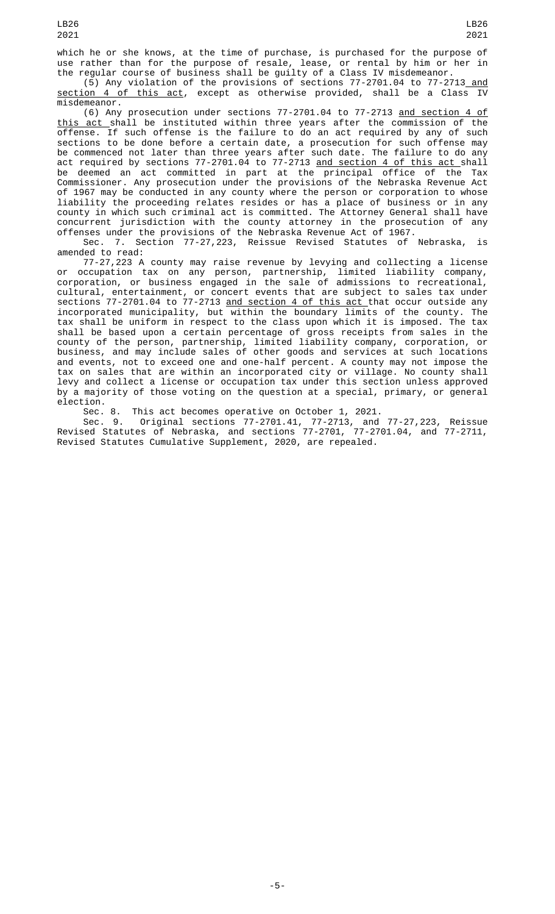which he or she knows, at the time of purchase, is purchased for the purpose of use rather than for the purpose of resale, lease, or rental by him or her in the regular course of business shall be guilty of a Class IV misdemeanor.

(5) Any violation of the provisions of sections 77-2701.04 to 77-2713 and section 4 of this act, except as otherwise provided, shall be a Class IV misdemeanor.

(6) Any prosecution under sections 77-2701.04 to 77-2713 and section 4 of this act shall be instituted within three years after the commission of the offense. If such offense is the failure to do an act required by any of such sections to be done before a certain date, a prosecution for such offense may be commenced not later than three years after such date. The failure to do any act required by sections 77-2701.04 to 77-2713 and section 4 of this act shall be deemed an act committed in part at the principal office of the Tax Commissioner. Any prosecution under the provisions of the Nebraska Revenue Act of 1967 may be conducted in any county where the person or corporation to whose liability the proceeding relates resides or has a place of business or in any county in which such criminal act is committed. The Attorney General shall have concurrent jurisdiction with the county attorney in the prosecution of any offenses under the provisions of the Nebraska Revenue Act of 1967.

Sec. 7. Section 77-27,223, Reissue Revised Statutes of Nebraska, is amended to read:

77-27,223 A county may raise revenue by levying and collecting a license or occupation tax on any person, partnership, limited liability company, corporation, or business engaged in the sale of admissions to recreational, cultural, entertainment, or concert events that are subject to sales tax under sections 77-2701.04 to 77-2713 and section 4 of this act that occur outside any incorporated municipality, but within the boundary limits of the county. The tax shall be uniform in respect to the class upon which it is imposed. The tax shall be based upon a certain percentage of gross receipts from sales in the county of the person, partnership, limited liability company, corporation, or business, and may include sales of other goods and services at such locations and events, not to exceed one and one-half percent. A county may not impose the tax on sales that are within an incorporated city or village. No county shall levy and collect a license or occupation tax under this section unless approved by a majority of those voting on the question at a special, primary, or general election.

Sec. 8. This act becomes operative on October 1, 2021.

Sec. 9. Original sections 77-2701.41, 77-2713, and 77-27,223, Reissue Revised Statutes of Nebraska, and sections 77-2701, 77-2701.04, and 77-2711, Revised Statutes Cumulative Supplement, 2020, are repealed.